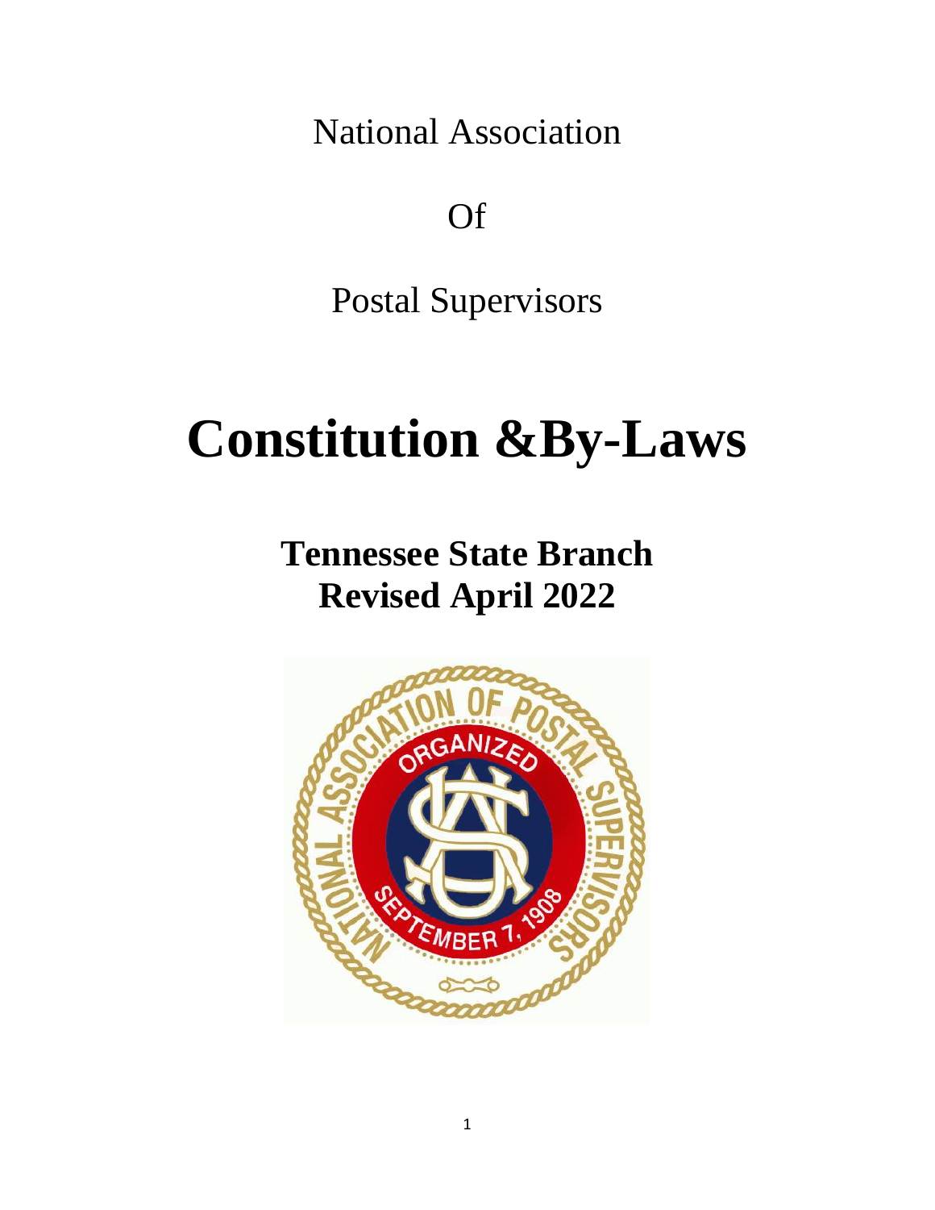National Association

Of

Postal Supervisors

# Constitution &By-Laws

## Tennessee State Branch
## Revised April 2022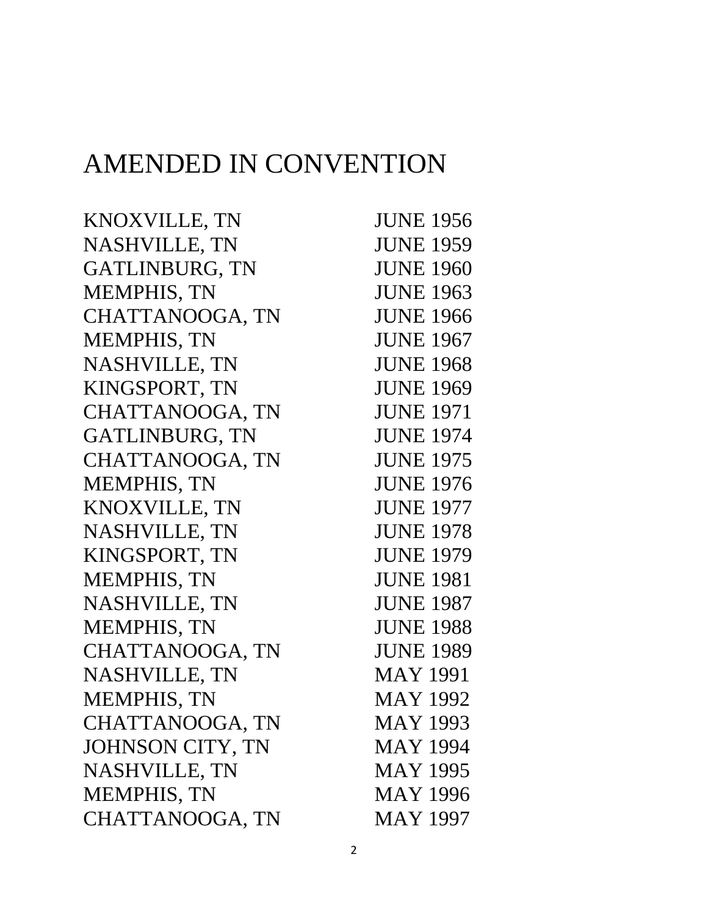# AMENDED IN CONVENTION

| | |
|---|---|
| KNOXVILLE, TN | JUNE 1956 |
| NASHVILLE, TN | JUNE 1959 |
| GATLINBURG, TN | JUNE 1960 |
| MEMPHIS, TN | JUNE 1963 |
| CHATTANOOGA, TN | JUNE 1966 |
| MEMPHIS, TN | JUNE 1967 |
| NASHVILLE, TN | JUNE 1968 |
| KINGSPORT, TN | JUNE 1969 |
| CHATTANOOGA, TN | JUNE 1971 |
| GATLINBURG, TN | JUNE 1974 |
| CHATTANOOGA, TN | JUNE 1975 |
| MEMPHIS, TN | JUNE 1976 |
| KNOXVILLE, TN | JUNE 1977 |
| NASHVILLE, TN | JUNE 1978 |
| KINGSPORT, TN | JUNE 1979 |
| MEMPHIS, TN | JUNE 1981 |
| NASHVILLE, TN | JUNE 1987 |
| MEMPHIS, TN | JUNE 1988 |
| CHATTANOOGA, TN | JUNE 1989 |
| NASHVILLE, TN | MAY 1991 |
| MEMPHIS, TN | MAY 1992 |
| CHATTANOOGA, TN | MAY 1993 |
| JOHNSON CITY, TN | MAY 1994 |
| NASHVILLE, TN | MAY 1995 |
| MEMPHIS, TN | MAY 1996 |
| CHATTANOOGA, TN | MAY 1997 |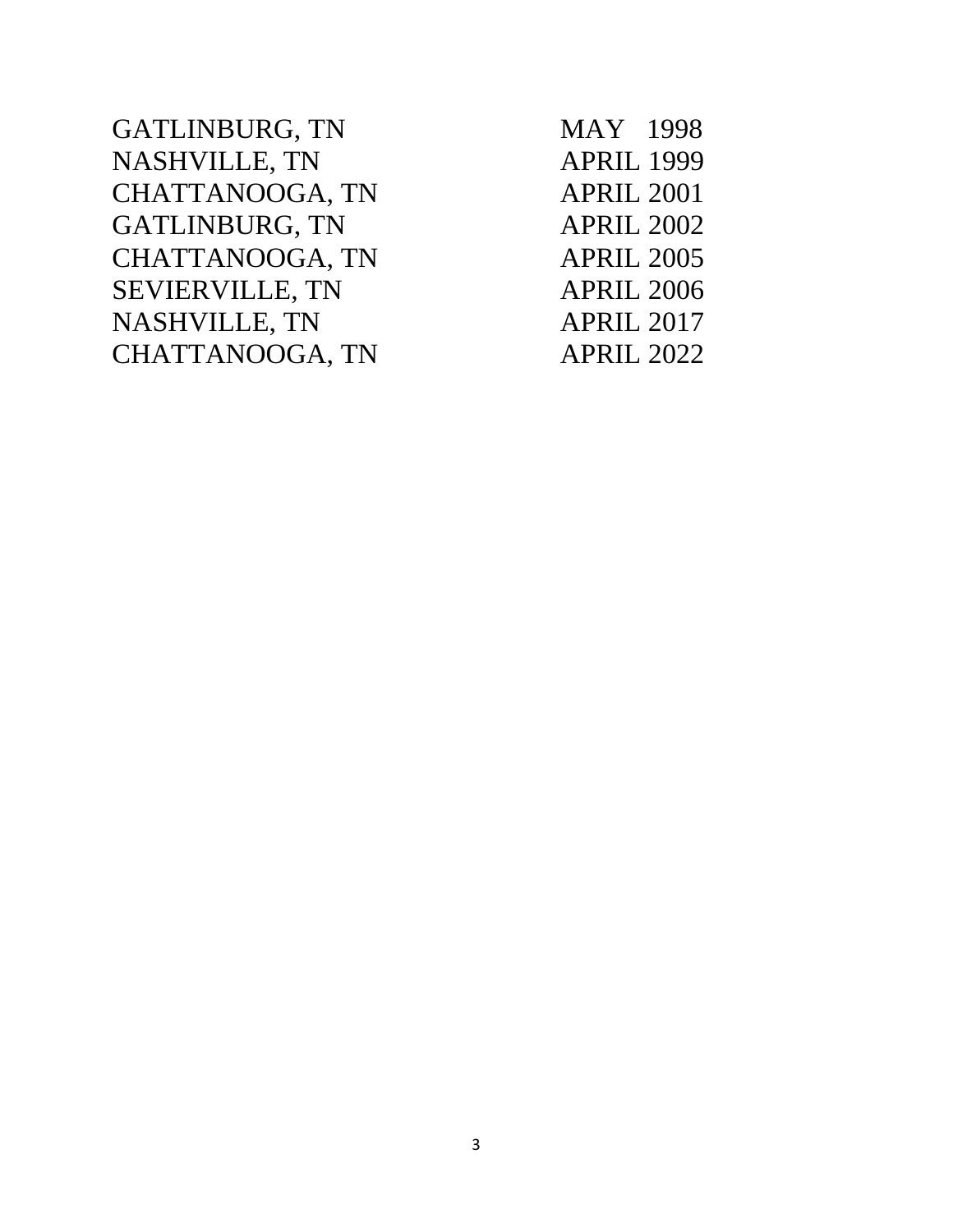| | |
|---|---|
| GATLINBURG, TN | MAY 1998 |
| NASHVILLE, TN | APRIL 1999 |
| CHATTANOOGA, TN | APRIL 2001 |
| GATLINBURG, TN | APRIL 2002 |
| CHATTANOOGA, TN | APRIL 2005 |
| SEVIERVILLE, TN | APRIL 2006 |
| NASHVILLE, TN | APRIL 2017 |
| CHATTANOOGA, TN | APRIL 2022 |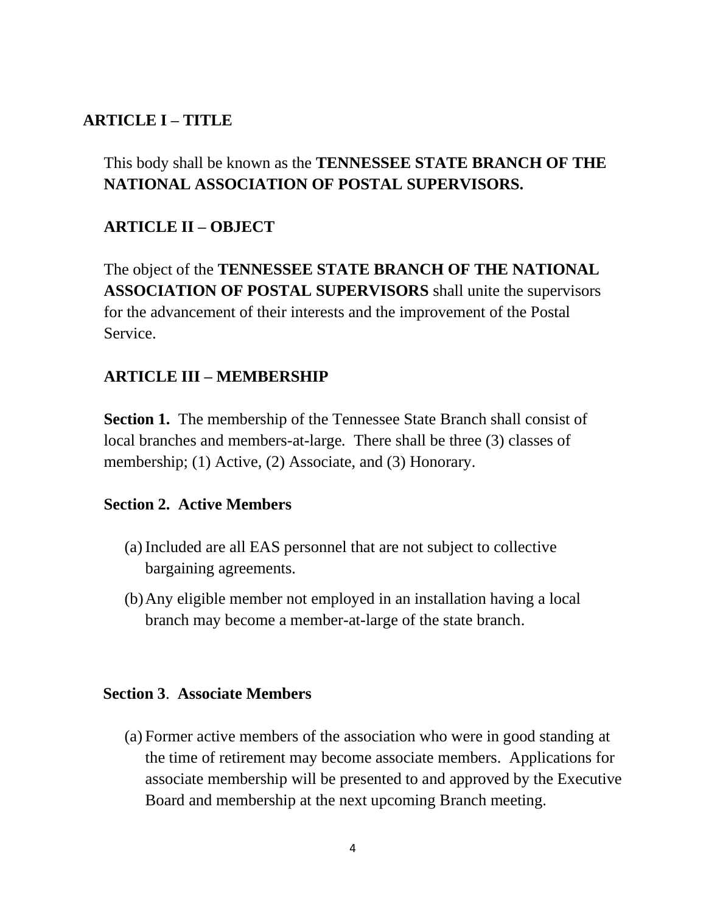## ARTICLE I – TITLE

This body shall be known as the **TENNESSEE STATE BRANCH OF THE NATIONAL ASSOCIATION OF POSTAL SUPERVISORS.**

## ARTICLE II – OBJECT

The object of the **TENNESSEE STATE BRANCH OF THE NATIONAL ASSOCIATION OF POSTAL SUPERVISORS** shall unite the supervisors for the advancement of their interests and the improvement of the Postal Service.

## ARTICLE III – MEMBERSHIP

**Section 1.** The membership of the Tennessee State Branch shall consist of local branches and members-at-large. There shall be three (3) classes of membership; (1) Active, (2) Associate, and (3) Honorary.

**Section 2. Active Members**

(a) Included are all EAS personnel that are not subject to collective bargaining agreements.

(b) Any eligible member not employed in an installation having a local branch may become a member-at-large of the state branch.

**Section 3. Associate Members**

(a) Former active members of the association who were in good standing at the time of retirement may become associate members. Applications for associate membership will be presented to and approved by the Executive Board and membership at the next upcoming Branch meeting.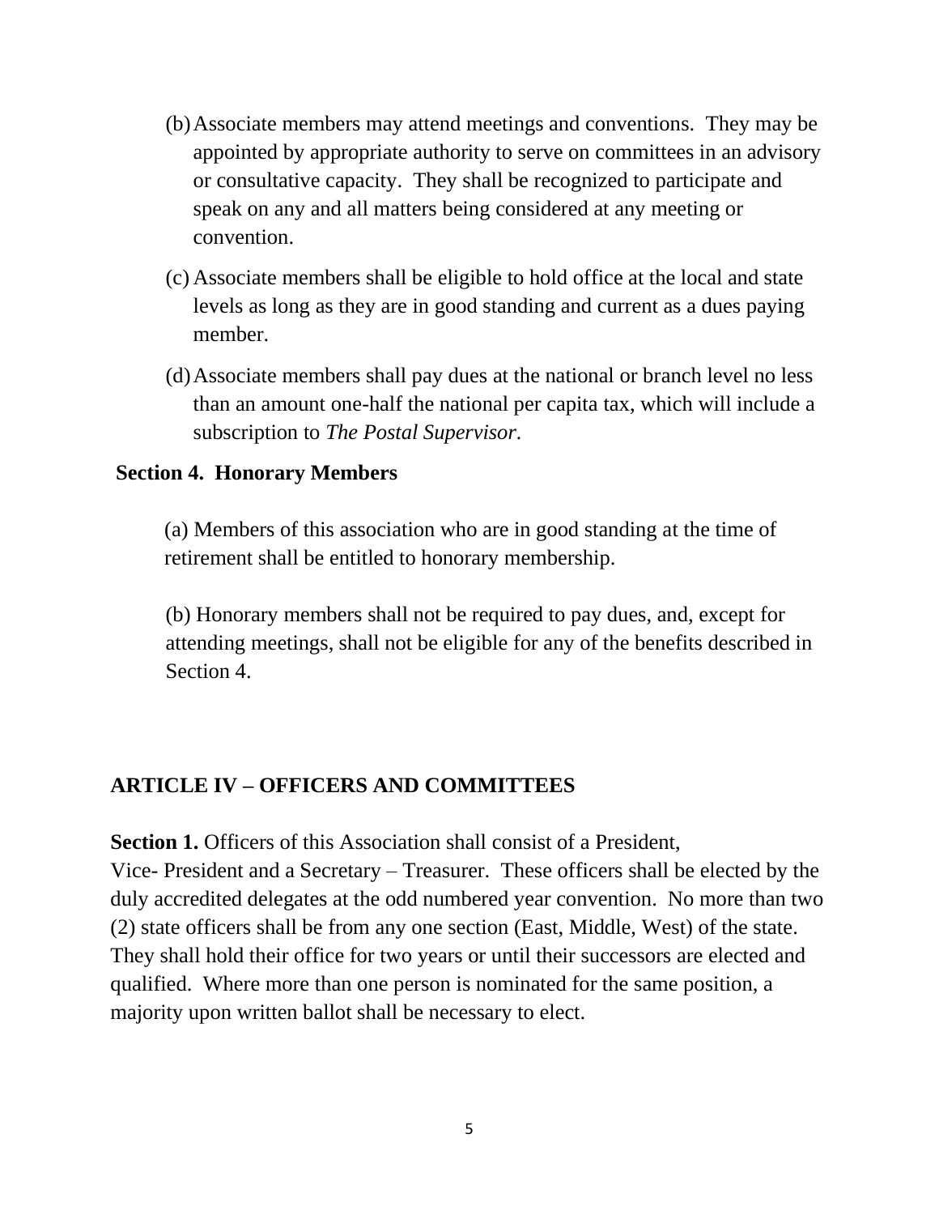(b) Associate members may attend meetings and conventions. They may be appointed by appropriate authority to serve on committees in an advisory or consultative capacity. They shall be recognized to participate and speak on any and all matters being considered at any meeting or convention.

(c) Associate members shall be eligible to hold office at the local and state levels as long as they are in good standing and current as a dues paying member.

(d) Associate members shall pay dues at the national or branch level no less than an amount one-half the national per capita tax, which will include a subscription to *The Postal Supervisor*.

**Section 4. Honorary Members**

(a) Members of this association who are in good standing at the time of retirement shall be entitled to honorary membership.

(b) Honorary members shall not be required to pay dues, and, except for attending meetings, shall not be eligible for any of the benefits described in Section 4.

## ARTICLE IV – OFFICERS AND COMMITTEES

**Section 1.** Officers of this Association shall consist of a President, Vice- President and a Secretary – Treasurer. These officers shall be elected by the duly accredited delegates at the odd numbered year convention. No more than two (2) state officers shall be from any one section (East, Middle, West) of the state. They shall hold their office for two years or until their successors are elected and qualified. Where more than one person is nominated for the same position, a majority upon written ballot shall be necessary to elect.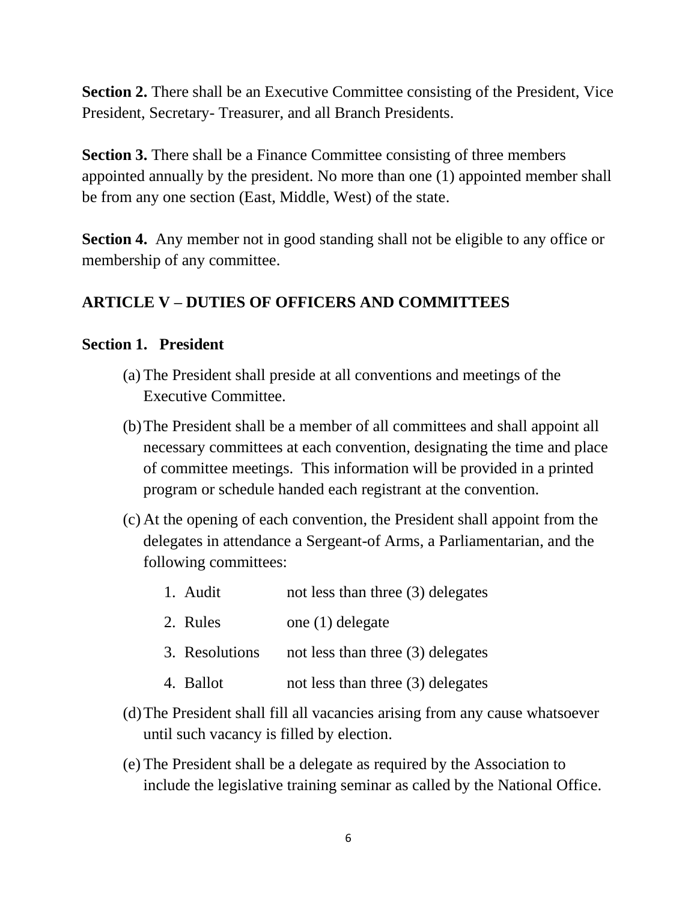**Section 2.** There shall be an Executive Committee consisting of the President, Vice President, Secretary- Treasurer, and all Branch Presidents.

**Section 3.** There shall be a Finance Committee consisting of three members appointed annually by the president. No more than one (1) appointed member shall be from any one section (East, Middle, West) of the state.

**Section 4.** Any member not in good standing shall not be eligible to any office or membership of any committee.

## ARTICLE V – DUTIES OF OFFICERS AND COMMITTEES

### Section 1. President

(a) The President shall preside at all conventions and meetings of the Executive Committee.

(b) The President shall be a member of all committees and shall appoint all necessary committees at each convention, designating the time and place of committee meetings. This information will be provided in a printed program or schedule handed each registrant at the convention.

(c) At the opening of each convention, the President shall appoint from the delegates in attendance a Sergeant-of Arms, a Parliamentarian, and the following committees:

1. Audit — not less than three (3) delegates
2. Rules — one (1) delegate
3. Resolutions — not less than three (3) delegates
4. Ballot — not less than three (3) delegates

(d) The President shall fill all vacancies arising from any cause whatsoever until such vacancy is filled by election.

(e) The President shall be a delegate as required by the Association to include the legislative training seminar as called by the National Office.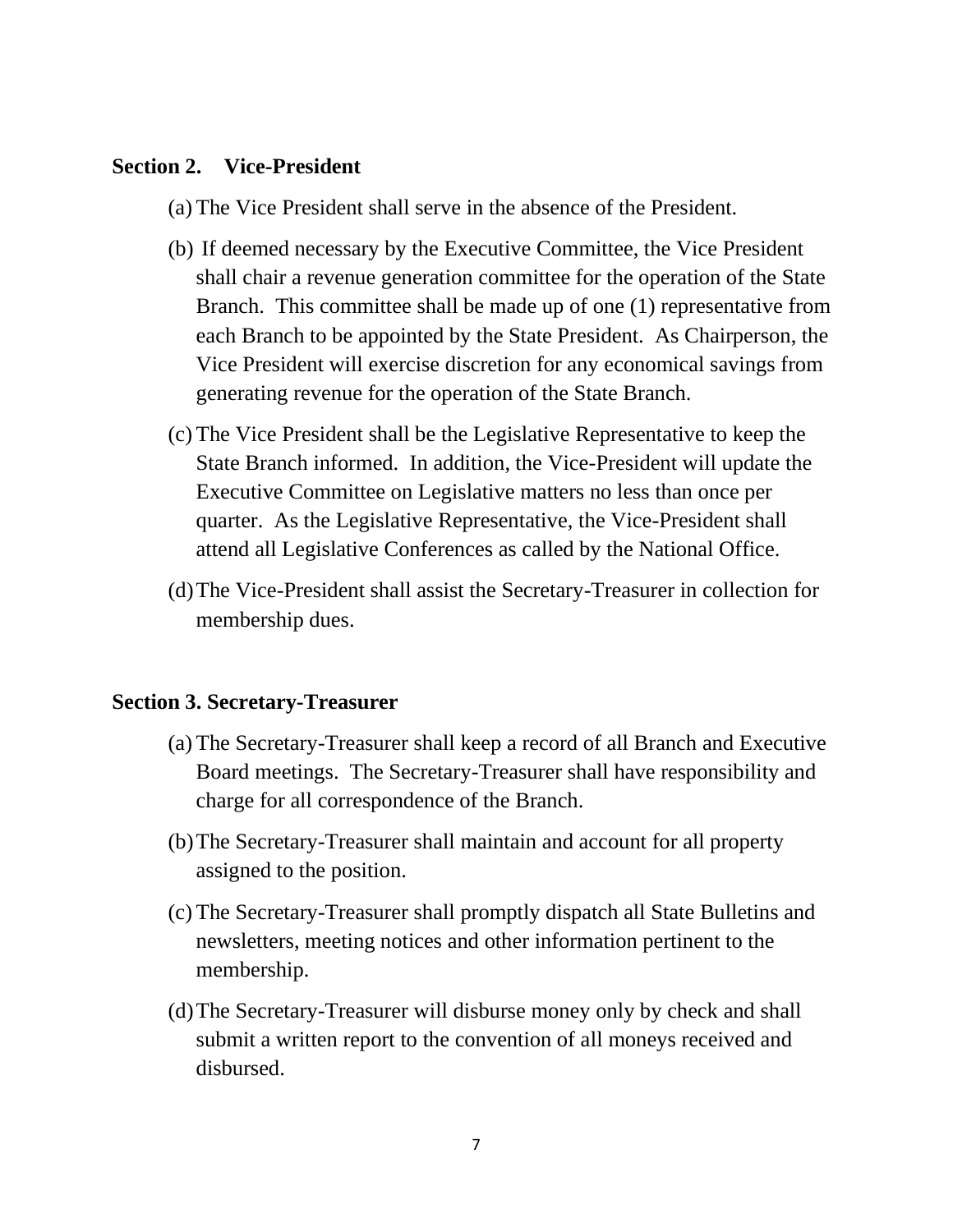**Section 2. Vice-President**

(a) The Vice President shall serve in the absence of the President.

(b) If deemed necessary by the Executive Committee, the Vice President shall chair a revenue generation committee for the operation of the State Branch. This committee shall be made up of one (1) representative from each Branch to be appointed by the State President. As Chairperson, the Vice President will exercise discretion for any economical savings from generating revenue for the operation of the State Branch.

(c) The Vice President shall be the Legislative Representative to keep the State Branch informed. In addition, the Vice-President will update the Executive Committee on Legislative matters no less than once per quarter. As the Legislative Representative, the Vice-President shall attend all Legislative Conferences as called by the National Office.

(d) The Vice-President shall assist the Secretary-Treasurer in collection for membership dues.

**Section 3. Secretary-Treasurer**

(a) The Secretary-Treasurer shall keep a record of all Branch and Executive Board meetings. The Secretary-Treasurer shall have responsibility and charge for all correspondence of the Branch.

(b) The Secretary-Treasurer shall maintain and account for all property assigned to the position.

(c) The Secretary-Treasurer shall promptly dispatch all State Bulletins and newsletters, meeting notices and other information pertinent to the membership.

(d) The Secretary-Treasurer will disburse money only by check and shall submit a written report to the convention of all moneys received and disbursed.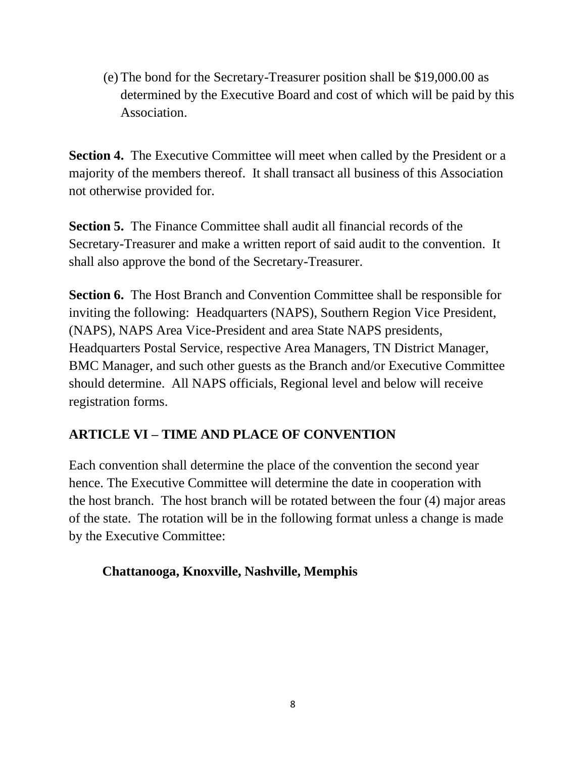(e) The bond for the Secretary-Treasurer position shall be $19,000.00 as determined by the Executive Board and cost of which will be paid by this Association.

**Section 4.** The Executive Committee will meet when called by the President or a majority of the members thereof. It shall transact all business of this Association not otherwise provided for.

**Section 5.** The Finance Committee shall audit all financial records of the Secretary-Treasurer and make a written report of said audit to the convention. It shall also approve the bond of the Secretary-Treasurer.

**Section 6.** The Host Branch and Convention Committee shall be responsible for inviting the following: Headquarters (NAPS), Southern Region Vice President, (NAPS), NAPS Area Vice-President and area State NAPS presidents, Headquarters Postal Service, respective Area Managers, TN District Manager, BMC Manager, and such other guests as the Branch and/or Executive Committee should determine. All NAPS officials, Regional level and below will receive registration forms.

## ARTICLE VI – TIME AND PLACE OF CONVENTION

Each convention shall determine the place of the convention the second year hence. The Executive Committee will determine the date in cooperation with the host branch. The host branch will be rotated between the four (4) major areas of the state. The rotation will be in the following format unless a change is made by the Executive Committee:

**Chattanooga, Knoxville, Nashville, Memphis**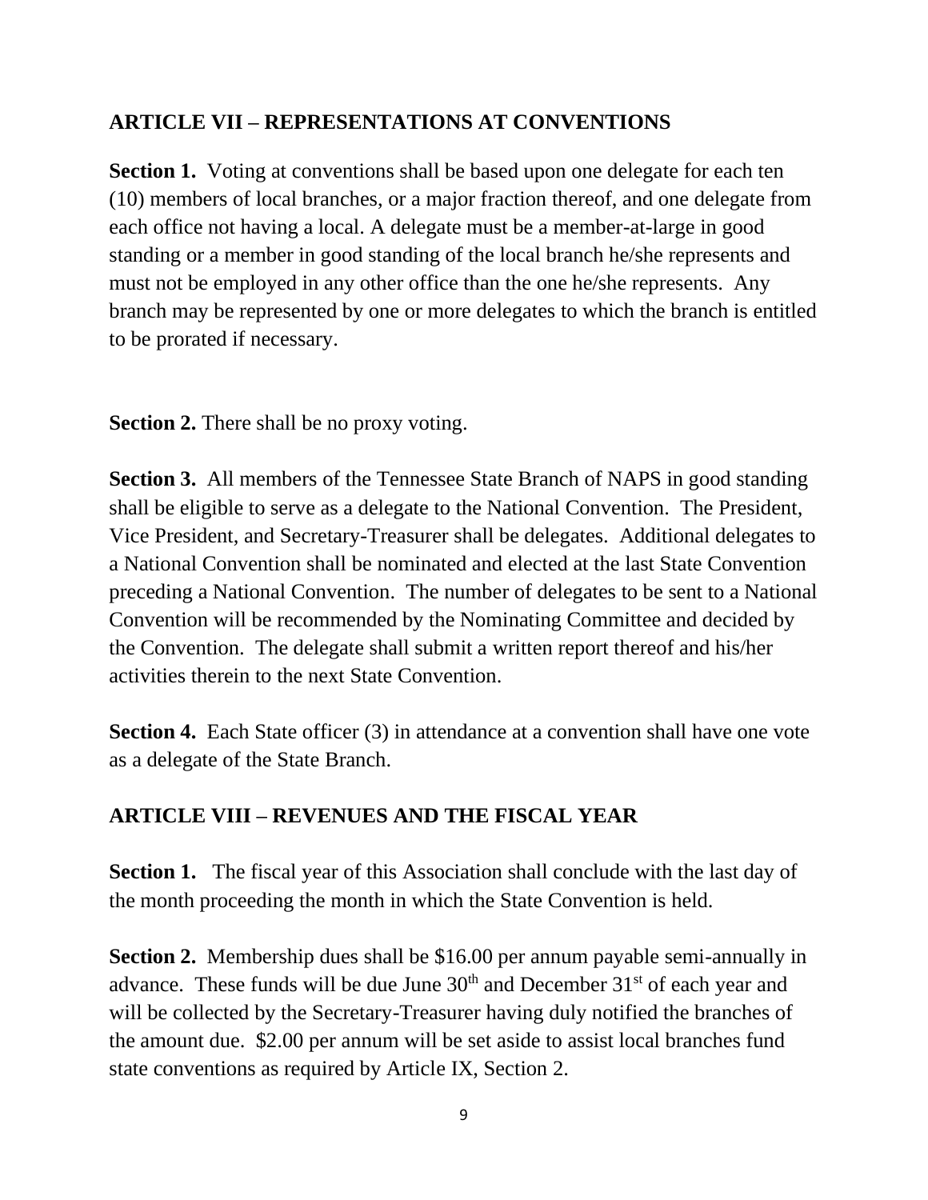## ARTICLE VII – REPRESENTATIONS AT CONVENTIONS

**Section 1.** Voting at conventions shall be based upon one delegate for each ten (10) members of local branches, or a major fraction thereof, and one delegate from each office not having a local. A delegate must be a member-at-large in good standing or a member in good standing of the local branch he/she represents and must not be employed in any other office than the one he/she represents. Any branch may be represented by one or more delegates to which the branch is entitled to be prorated if necessary.

**Section 2.** There shall be no proxy voting.

**Section 3.** All members of the Tennessee State Branch of NAPS in good standing shall be eligible to serve as a delegate to the National Convention. The President, Vice President, and Secretary-Treasurer shall be delegates. Additional delegates to a National Convention shall be nominated and elected at the last State Convention preceding a National Convention. The number of delegates to be sent to a National Convention will be recommended by the Nominating Committee and decided by the Convention. The delegate shall submit a written report thereof and his/her activities therein to the next State Convention.

**Section 4.** Each State officer (3) in attendance at a convention shall have one vote as a delegate of the State Branch.

## ARTICLE VIII – REVENUES AND THE FISCAL YEAR

**Section 1.** The fiscal year of this Association shall conclude with the last day of the month proceeding the month in which the State Convention is held.

**Section 2.** Membership dues shall be $16.00 per annum payable semi-annually in advance. These funds will be due June 30th and December 31st of each year and will be collected by the Secretary-Treasurer having duly notified the branches of the amount due. $2.00 per annum will be set aside to assist local branches fund state conventions as required by Article IX, Section 2.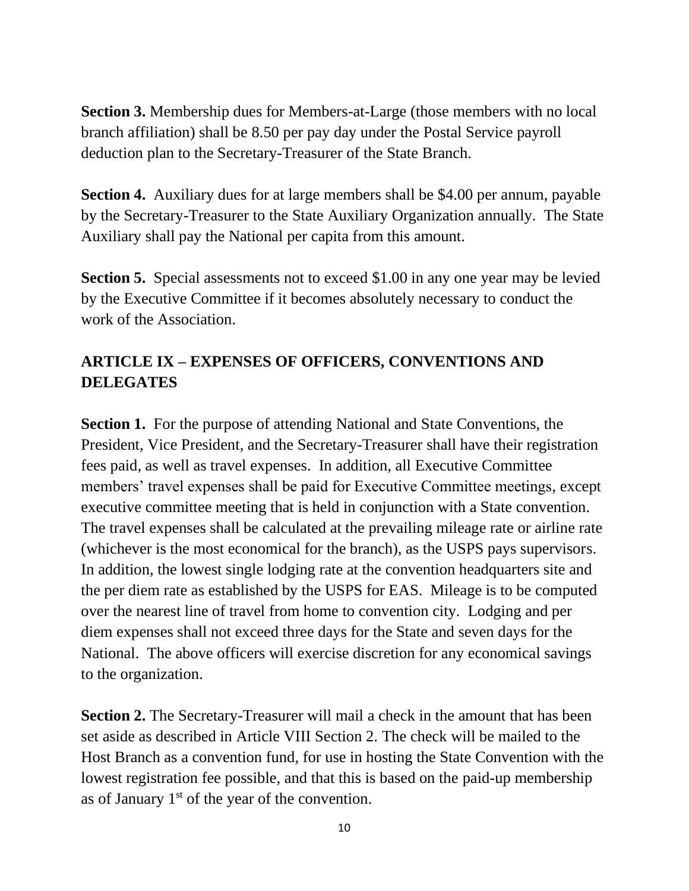**Section 3.** Membership dues for Members-at-Large (those members with no local branch affiliation) shall be 8.50 per pay day under the Postal Service payroll deduction plan to the Secretary-Treasurer of the State Branch.

**Section 4.** Auxiliary dues for at large members shall be $4.00 per annum, payable by the Secretary-Treasurer to the State Auxiliary Organization annually. The State Auxiliary shall pay the National per capita from this amount.

**Section 5.** Special assessments not to exceed $1.00 in any one year may be levied by the Executive Committee if it becomes absolutely necessary to conduct the work of the Association.

## ARTICLE IX – EXPENSES OF OFFICERS, CONVENTIONS AND DELEGATES

**Section 1.** For the purpose of attending National and State Conventions, the President, Vice President, and the Secretary-Treasurer shall have their registration fees paid, as well as travel expenses. In addition, all Executive Committee members' travel expenses shall be paid for Executive Committee meetings, except executive committee meeting that is held in conjunction with a State convention. The travel expenses shall be calculated at the prevailing mileage rate or airline rate (whichever is the most economical for the branch), as the USPS pays supervisors. In addition, the lowest single lodging rate at the convention headquarters site and the per diem rate as established by the USPS for EAS. Mileage is to be computed over the nearest line of travel from home to convention city. Lodging and per diem expenses shall not exceed three days for the State and seven days for the National. The above officers will exercise discretion for any economical savings to the organization.

**Section 2.** The Secretary-Treasurer will mail a check in the amount that has been set aside as described in Article VIII Section 2. The check will be mailed to the Host Branch as a convention fund, for use in hosting the State Convention with the lowest registration fee possible, and that this is based on the paid-up membership as of January 1st of the year of the convention.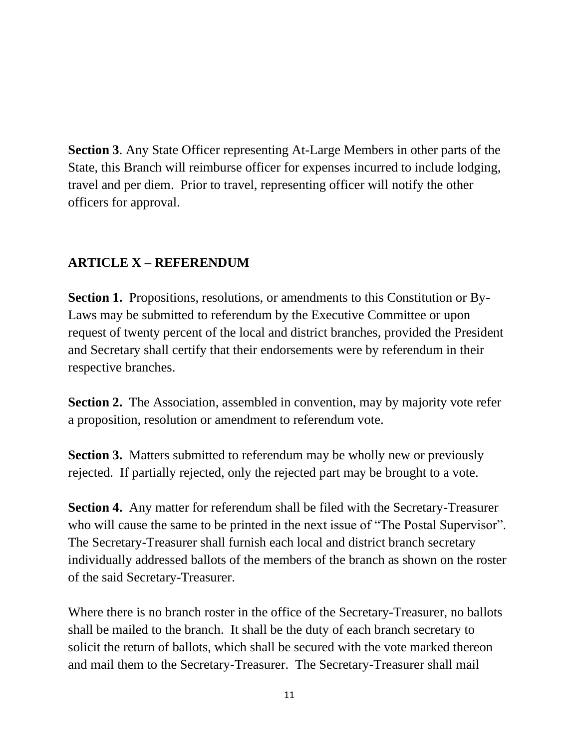**Section 3**. Any State Officer representing At-Large Members in other parts of the State, this Branch will reimburse officer for expenses incurred to include lodging, travel and per diem. Prior to travel, representing officer will notify the other officers for approval.

## ARTICLE X – REFERENDUM

**Section 1.** Propositions, resolutions, or amendments to this Constitution or By-Laws may be submitted to referendum by the Executive Committee or upon request of twenty percent of the local and district branches, provided the President and Secretary shall certify that their endorsements were by referendum in their respective branches.

**Section 2.** The Association, assembled in convention, may by majority vote refer a proposition, resolution or amendment to referendum vote.

**Section 3.** Matters submitted to referendum may be wholly new or previously rejected. If partially rejected, only the rejected part may be brought to a vote.

**Section 4.** Any matter for referendum shall be filed with the Secretary-Treasurer who will cause the same to be printed in the next issue of "The Postal Supervisor". The Secretary-Treasurer shall furnish each local and district branch secretary individually addressed ballots of the members of the branch as shown on the roster of the said Secretary-Treasurer.

Where there is no branch roster in the office of the Secretary-Treasurer, no ballots shall be mailed to the branch. It shall be the duty of each branch secretary to solicit the return of ballots, which shall be secured with the vote marked thereon and mail them to the Secretary-Treasurer. The Secretary-Treasurer shall mail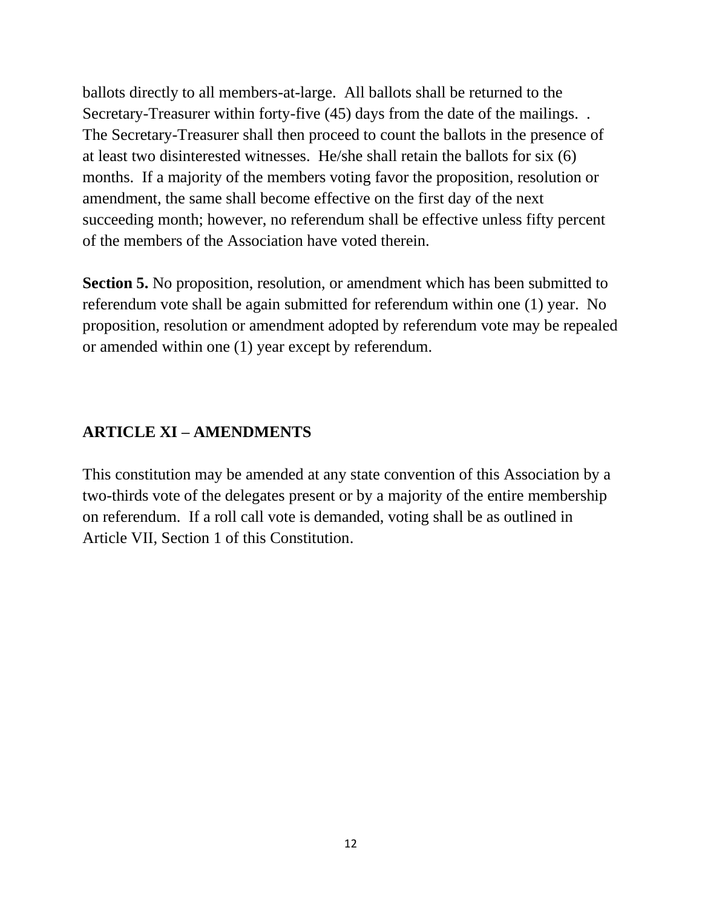ballots directly to all members-at-large. All ballots shall be returned to the Secretary-Treasurer within forty-five (45) days from the date of the mailings. . The Secretary-Treasurer shall then proceed to count the ballots in the presence of at least two disinterested witnesses. He/she shall retain the ballots for six (6) months. If a majority of the members voting favor the proposition, resolution or amendment, the same shall become effective on the first day of the next succeeding month; however, no referendum shall be effective unless fifty percent of the members of the Association have voted therein.

**Section 5.** No proposition, resolution, or amendment which has been submitted to referendum vote shall be again submitted for referendum within one (1) year. No proposition, resolution or amendment adopted by referendum vote may be repealed or amended within one (1) year except by referendum.

## ARTICLE XI – AMENDMENTS

This constitution may be amended at any state convention of this Association by a two-thirds vote of the delegates present or by a majority of the entire membership on referendum. If a roll call vote is demanded, voting shall be as outlined in Article VII, Section 1 of this Constitution.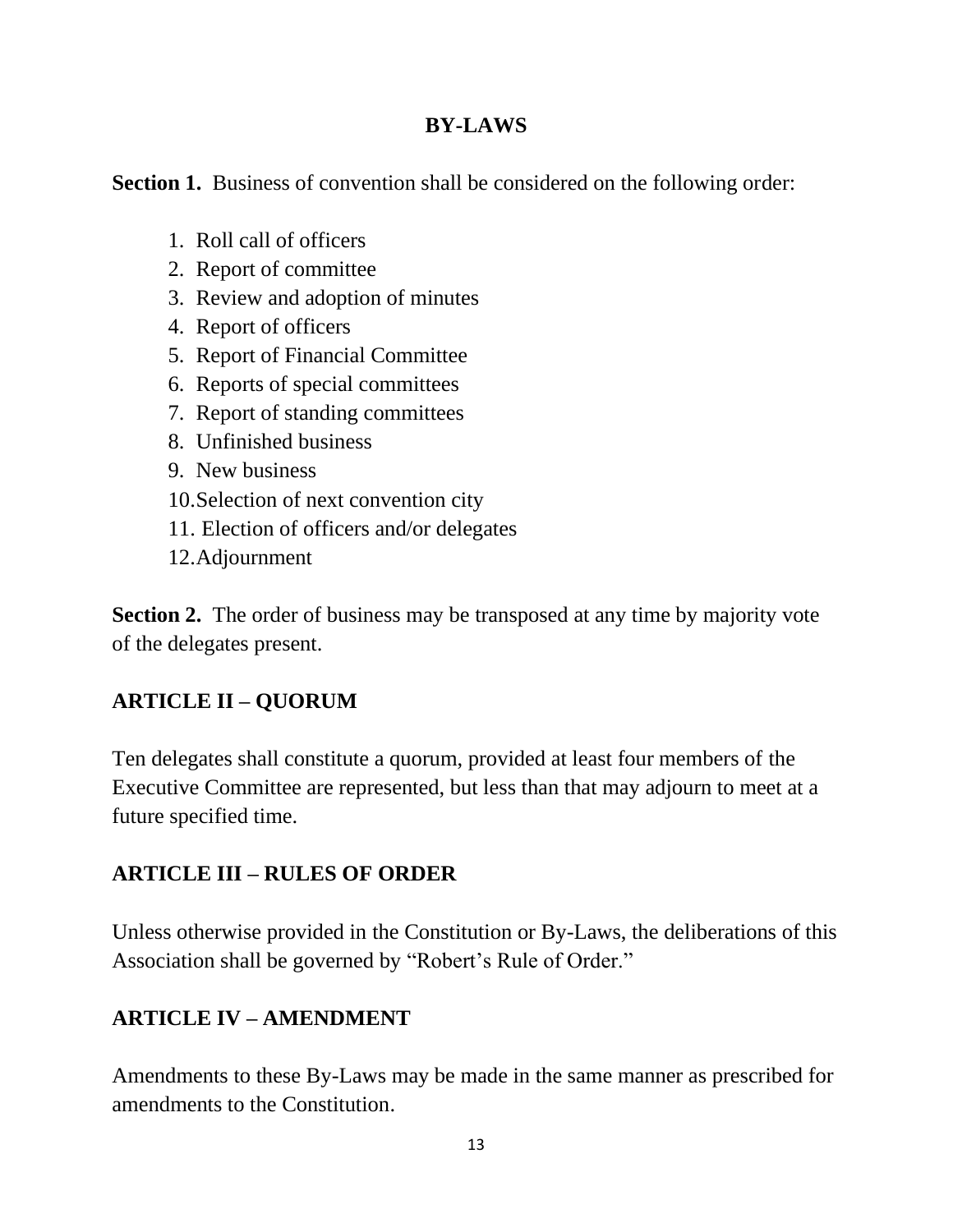# BY-LAWS

**Section 1.** Business of convention shall be considered on the following order:

1. Roll call of officers
2. Report of committee
3. Review and adoption of minutes
4. Report of officers
5. Report of Financial Committee
6. Reports of special committees
7. Report of standing committees
8. Unfinished business
9. New business
10. Selection of next convention city
11. Election of officers and/or delegates
12. Adjournment

**Section 2.** The order of business may be transposed at any time by majority vote of the delegates present.

## ARTICLE II – QUORUM

Ten delegates shall constitute a quorum, provided at least four members of the Executive Committee are represented, but less than that may adjourn to meet at a future specified time.

## ARTICLE III – RULES OF ORDER

Unless otherwise provided in the Constitution or By-Laws, the deliberations of this Association shall be governed by "Robert's Rule of Order."

## ARTICLE IV – AMENDMENT

Amendments to these By-Laws may be made in the same manner as prescribed for amendments to the Constitution.